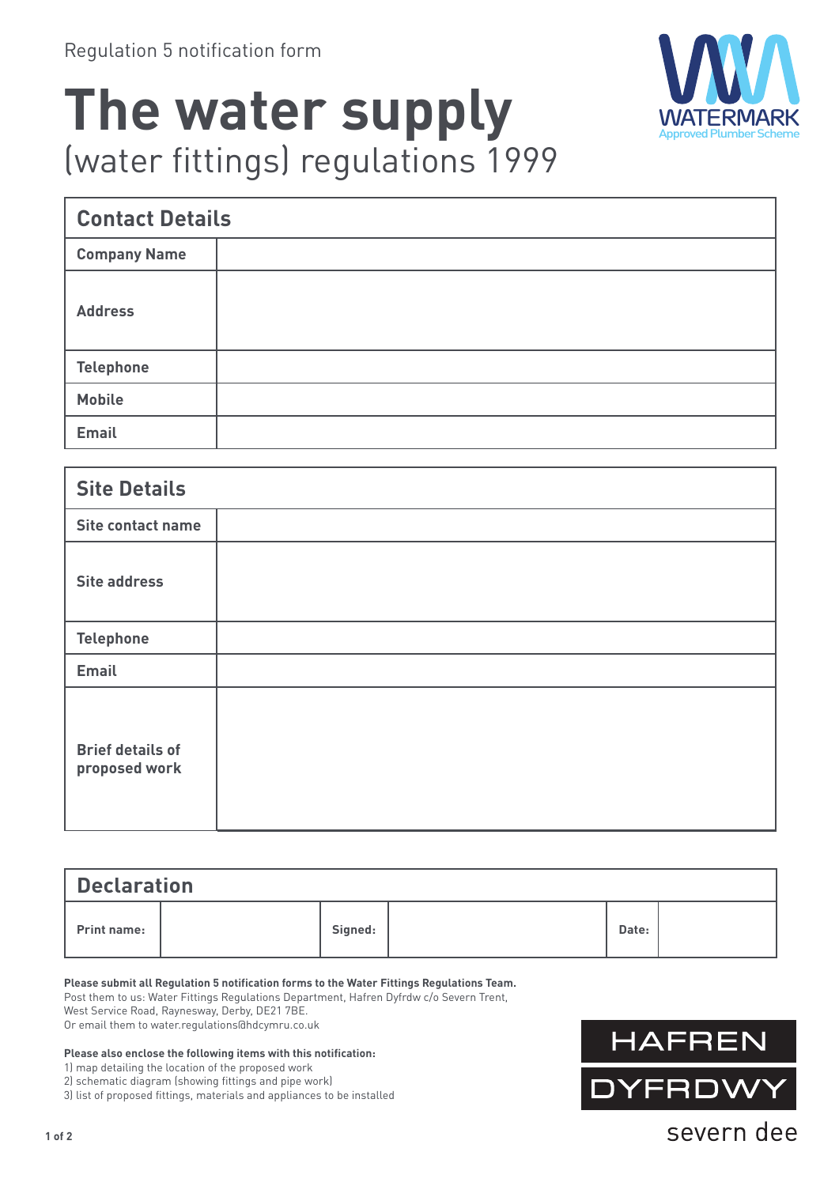Regulation 5 notification form

# The water supply

## (water fittings) regulations 1999

WATERMARK
Approved Plumber Scheme

| Contact Details | |
|---|---|
| **Company Name** | |
| **Address** | |
| **Telephone** | |
| **Mobile** | |
| **Email** | |

| Site Details | |
|---|---|
| **Site contact name** | |
| **Site address** | |
| **Telephone** | |
| **Email** | |
| **Brief details of proposed work** | |

| Declaration | | | | | |
|---|---|---|---|---|---|
| **Print name:** | | **Signed:** | | **Date:** | |

**Please submit all Regulation 5 notification forms to the Water Fittings Regulations Team.**
Post them to us: Water Fittings Regulations Department, Hafren Dyfrdw c/o Severn Trent, West Service Road, Raynesway, Derby, DE21 7BE.
Or email them to water.regulations@hdcymru.co.uk

**Please also enclose the following items with this notification:**

1) map detailing the location of the proposed work
2) schematic diagram (showing fittings and pipe work)
3) list of proposed fittings, materials and appliances to be installed

HAFREN DYFRDWY
severn dee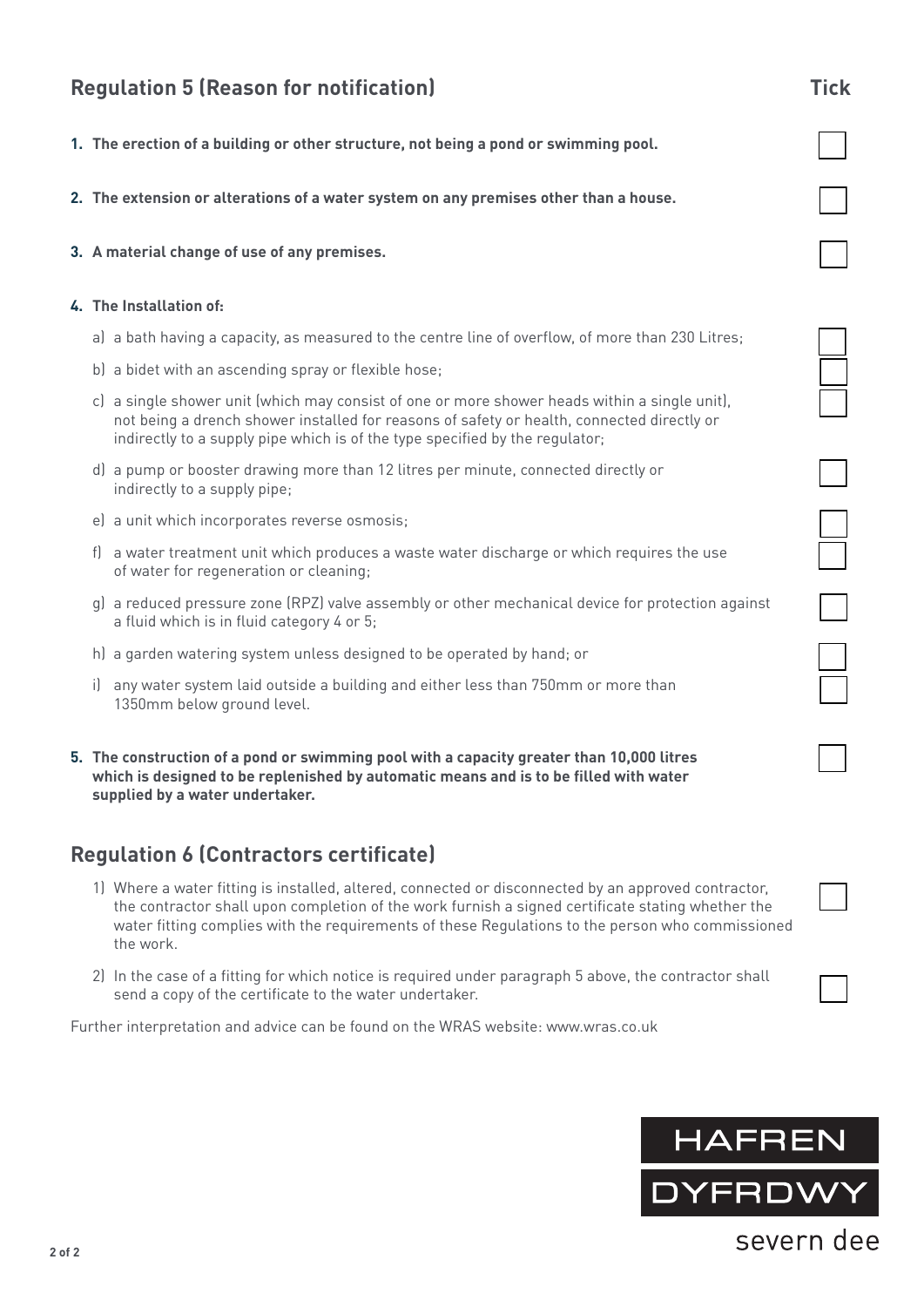## Regulation 5 (Reason for notification)

**Tick**

1. **The erection of a building or other structure, not being a pond or swimming pool.** ☐
2. **The extension or alterations of a water system on any premises other than a house.** ☐
3. **A material change of use of any premises.** ☐
4. **The Installation of:**
   - a) a bath having a capacity, as measured to the centre line of overflow, of more than 230 Litres; ☐
   - b) a bidet with an ascending spray or flexible hose; ☐
   - c) a single shower unit (which may consist of one or more shower heads within a single unit), not being a drench shower installed for reasons of safety or health, connected directly or indirectly to a supply pipe which is of the type specified by the regulator; ☐
   - d) a pump or booster drawing more than 12 litres per minute, connected directly or indirectly to a supply pipe; ☐
   - e) a unit which incorporates reverse osmosis; ☐
   - f) a water treatment unit which produces a waste water discharge or which requires the use of water for regeneration or cleaning; ☐
   - g) a reduced pressure zone (RPZ) valve assembly or other mechanical device for protection against a fluid which is in fluid category 4 or 5; ☐
   - h) a garden watering system unless designed to be operated by hand; or ☐
   - i) any water system laid outside a building and either less than 750mm or more than 1350mm below ground level. ☐
5. **The construction of a pond or swimming pool with a capacity greater than 10,000 litres which is designed to be replenished by automatic means and is to be filled with water supplied by a water undertaker.** ☐

## Regulation 6 (Contractors certificate)

1) Where a water fitting is installed, altered, connected or disconnected by an approved contractor, the contractor shall upon completion of the work furnish a signed certificate stating whether the water fitting complies with the requirements of these Regulations to the person who commissioned the work. ☐

2) In the case of a fitting for which notice is required under paragraph 5 above, the contractor shall send a copy of the certificate to the water undertaker. ☐

Further interpretation and advice can be found on the WRAS website: www.wras.co.uk

HAFREN DYFRDWY
severn dee